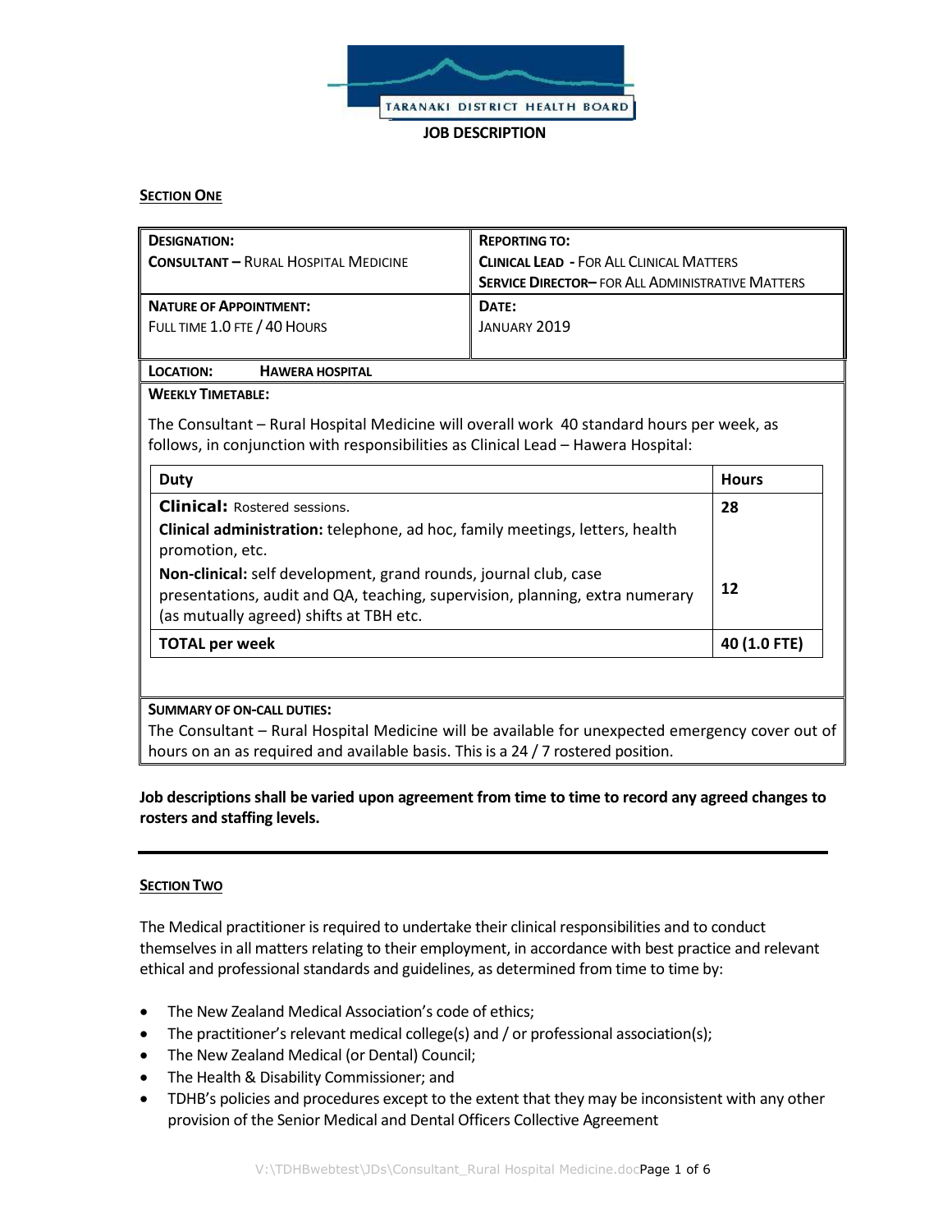TARANAKI DISTRICT HEALTH BOARD

# JOB DESCRIPTION

## SECTION ONE

| **DESIGNATION:** **CONSULTANT – RURAL HOSPITAL MEDICINE** | **REPORTING TO:** **CLINICAL LEAD** - FOR ALL CLINICAL MATTERS; **SERVICE DIRECTOR**– FOR ALL ADMINISTRATIVE MATTERS |
|---|---|
| **NATURE OF APPOINTMENT:** FULL TIME 1.0 FTE / 40 HOURS | **DATE:** JANUARY 2019 |
| **LOCATION:** **HAWERA HOSPITAL** | |

**WEEKLY TIMETABLE:**

The Consultant – Rural Hospital Medicine will overall work 40 standard hours per week, as follows, in conjunction with responsibilities as Clinical Lead – Hawera Hospital:

| Duty | Hours |
|---|---|
| **Clinical:** Rostered sessions. | 28 |
| **Clinical administration:** telephone, ad hoc, family meetings, letters, health promotion, etc. **Non-clinical:** self development, grand rounds, journal club, case presentations, audit and QA, teaching, supervision, planning, extra numerary (as mutually agreed) shifts at TBH etc. | 12 |
| **TOTAL per week** | **40 (1.0 FTE)** |

**SUMMARY OF ON-CALL DUTIES:**

The Consultant – Rural Hospital Medicine will be available for unexpected emergency cover out of hours on an as required and available basis. This is a 24 / 7 rostered position.

**Job descriptions shall be varied upon agreement from time to time to record any agreed changes to rosters and staffing levels.**

---

## SECTION TWO

The Medical practitioner is required to undertake their clinical responsibilities and to conduct themselves in all matters relating to their employment, in accordance with best practice and relevant ethical and professional standards and guidelines, as determined from time to time by:

- The New Zealand Medical Association's code of ethics;
- The practitioner's relevant medical college(s) and / or professional association(s);
- The New Zealand Medical (or Dental) Council;
- The Health & Disability Commissioner; and
- TDHB's policies and procedures except to the extent that they may be inconsistent with any other provision of the Senior Medical and Dental Officers Collective Agreement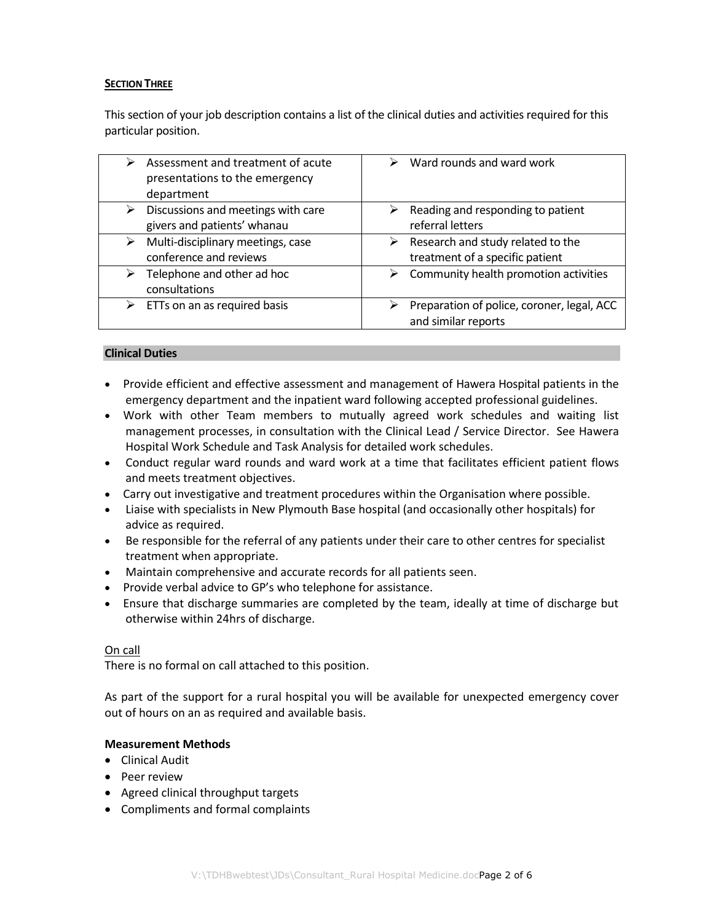**SECTION THREE**

This section of your job description contains a list of the clinical duties and activities required for this particular position.

| | |
|---|---|
| ➢ Assessment and treatment of acute presentations to the emergency department | ➢ Ward rounds and ward work |
| ➢ Discussions and meetings with care givers and patients' whanau | ➢ Reading and responding to patient referral letters |
| ➢ Multi-disciplinary meetings, case conference and reviews | ➢ Research and study related to the treatment of a specific patient |
| ➢ Telephone and other ad hoc consultations | ➢ Community health promotion activities |
| ➢ ETTs on an as required basis | ➢ Preparation of police, coroner, legal, ACC and similar reports |

**Clinical Duties**

- Provide efficient and effective assessment and management of Hawera Hospital patients in the emergency department and the inpatient ward following accepted professional guidelines.
- Work with other Team members to mutually agreed work schedules and waiting list management processes, in consultation with the Clinical Lead / Service Director. See Hawera Hospital Work Schedule and Task Analysis for detailed work schedules.
- Conduct regular ward rounds and ward work at a time that facilitates efficient patient flows and meets treatment objectives.
- Carry out investigative and treatment procedures within the Organisation where possible.
- Liaise with specialists in New Plymouth Base hospital (and occasionally other hospitals) for advice as required.
- Be responsible for the referral of any patients under their care to other centres for specialist treatment when appropriate.
- Maintain comprehensive and accurate records for all patients seen.
- Provide verbal advice to GP's who telephone for assistance.
- Ensure that discharge summaries are completed by the team, ideally at time of discharge but otherwise within 24hrs of discharge.

On call

There is no formal on call attached to this position.

As part of the support for a rural hospital you will be available for unexpected emergency cover out of hours on an as required and available basis.

**Measurement Methods**

- Clinical Audit
- Peer review
- Agreed clinical throughput targets
- Compliments and formal complaints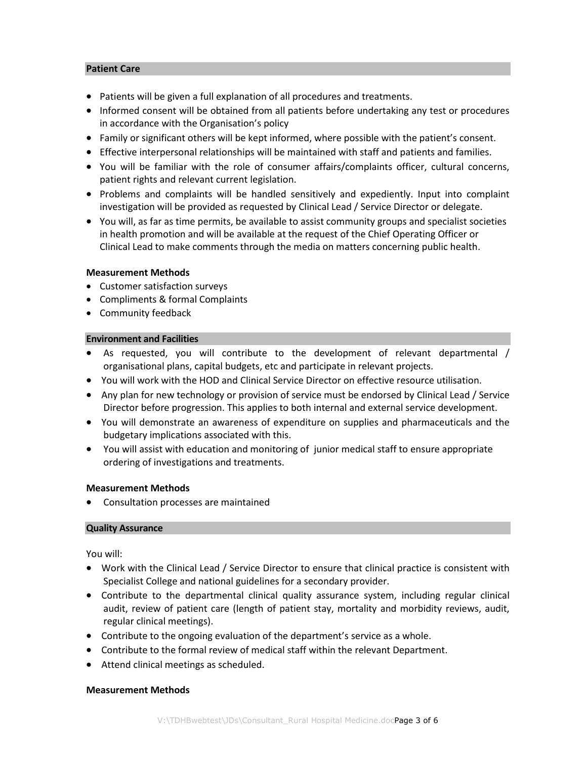## Patient Care

- Patients will be given a full explanation of all procedures and treatments.
- Informed consent will be obtained from all patients before undertaking any test or procedures in accordance with the Organisation's policy
- Family or significant others will be kept informed, where possible with the patient's consent.
- Effective interpersonal relationships will be maintained with staff and patients and families.
- You will be familiar with the role of consumer affairs/complaints officer, cultural concerns, patient rights and relevant current legislation.
- Problems and complaints will be handled sensitively and expediently. Input into complaint investigation will be provided as requested by Clinical Lead / Service Director or delegate.
- You will, as far as time permits, be available to assist community groups and specialist societies in health promotion and will be available at the request of the Chief Operating Officer or Clinical Lead to make comments through the media on matters concerning public health.

**Measurement Methods**

- Customer satisfaction surveys
- Compliments & formal Complaints
- Community feedback

## Environment and Facilities

- As requested, you will contribute to the development of relevant departmental / organisational plans, capital budgets, etc and participate in relevant projects.
- You will work with the HOD and Clinical Service Director on effective resource utilisation.
- Any plan for new technology or provision of service must be endorsed by Clinical Lead / Service Director before progression. This applies to both internal and external service development.
- You will demonstrate an awareness of expenditure on supplies and pharmaceuticals and the budgetary implications associated with this.
- You will assist with education and monitoring of junior medical staff to ensure appropriate ordering of investigations and treatments.

**Measurement Methods**

- Consultation processes are maintained

## Quality Assurance

You will:

- Work with the Clinical Lead / Service Director to ensure that clinical practice is consistent with Specialist College and national guidelines for a secondary provider.
- Contribute to the departmental clinical quality assurance system, including regular clinical audit, review of patient care (length of patient stay, mortality and morbidity reviews, audit, regular clinical meetings).
- Contribute to the ongoing evaluation of the department's service as a whole.
- Contribute to the formal review of medical staff within the relevant Department.
- Attend clinical meetings as scheduled.

**Measurement Methods**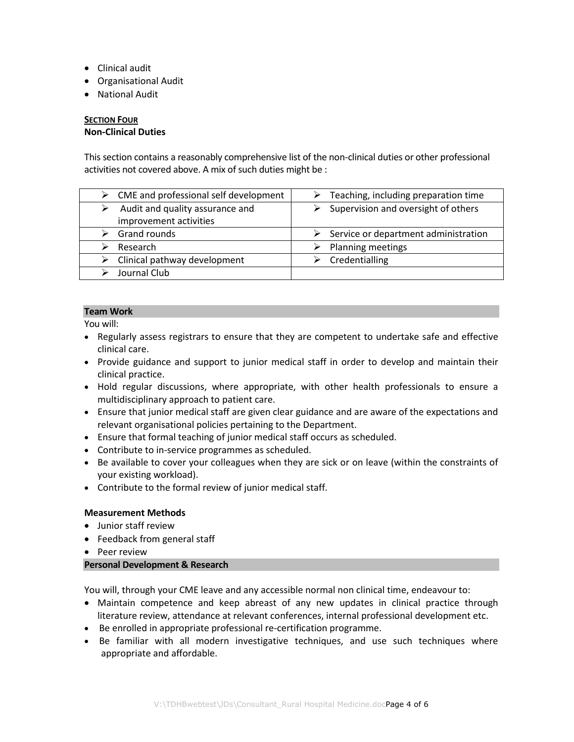- Clinical audit
- Organisational Audit
- National Audit

**SECTION FOUR**
**Non-Clinical Duties**

This section contains a reasonably comprehensive list of the non-clinical duties or other professional activities not covered above. A mix of such duties might be :

| | |
|---|---|
| ➢ CME and professional self development | ➢ Teaching, including preparation time |
| ➢ Audit and quality assurance and improvement activities | ➢ Supervision and oversight of others |
| ➢ Grand rounds | ➢ Service or department administration |
| ➢ Research | ➢ Planning meetings |
| ➢ Clinical pathway development | ➢ Credentialling |
| ➢ Journal Club | |

**Team Work**

You will:

- Regularly assess registrars to ensure that they are competent to undertake safe and effective clinical care.
- Provide guidance and support to junior medical staff in order to develop and maintain their clinical practice.
- Hold regular discussions, where appropriate, with other health professionals to ensure a multidisciplinary approach to patient care.
- Ensure that junior medical staff are given clear guidance and are aware of the expectations and relevant organisational policies pertaining to the Department.
- Ensure that formal teaching of junior medical staff occurs as scheduled.
- Contribute to in-service programmes as scheduled.
- Be available to cover your colleagues when they are sick or on leave (within the constraints of your existing workload).
- Contribute to the formal review of junior medical staff.

**Measurement Methods**

- Junior staff review
- Feedback from general staff
- Peer review

**Personal Development & Research**

You will, through your CME leave and any accessible normal non clinical time, endeavour to:

- Maintain competence and keep abreast of any new updates in clinical practice through literature review, attendance at relevant conferences, internal professional development etc.
- Be enrolled in appropriate professional re-certification programme.
- Be familiar with all modern investigative techniques, and use such techniques where appropriate and affordable.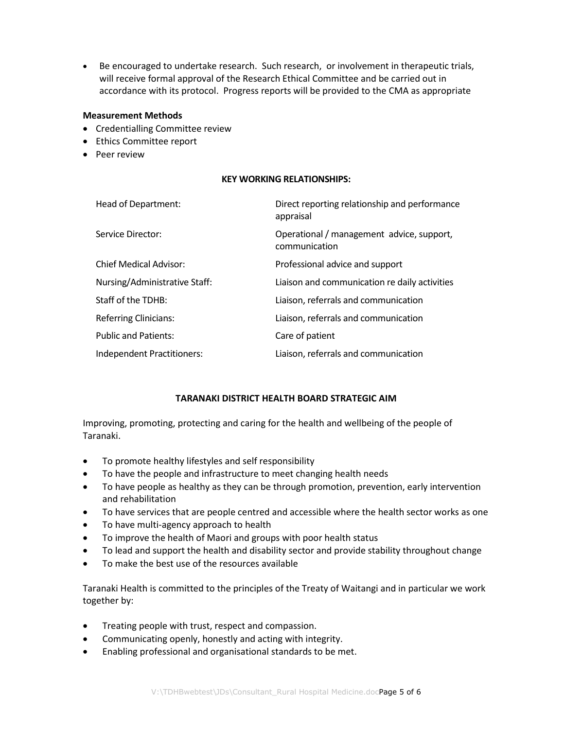- Be encouraged to undertake research. Such research, or involvement in therapeutic trials, will receive formal approval of the Research Ethical Committee and be carried out in accordance with its protocol. Progress reports will be provided to the CMA as appropriate

**Measurement Methods**

- Credentialling Committee review
- Ethics Committee report
- Peer review

## KEY WORKING RELATIONSHIPS:

| | |
|---|---|
| Head of Department: | Direct reporting relationship and performance appraisal |
| Service Director: | Operational / management advice, support, communication |
| Chief Medical Advisor: | Professional advice and support |
| Nursing/Administrative Staff: | Liaison and communication re daily activities |
| Staff of the TDHB: | Liaison, referrals and communication |
| Referring Clinicians: | Liaison, referrals and communication |
| Public and Patients: | Care of patient |
| Independent Practitioners: | Liaison, referrals and communication |

## TARANAKI DISTRICT HEALTH BOARD STRATEGIC AIM

Improving, promoting, protecting and caring for the health and wellbeing of the people of Taranaki.

- To promote healthy lifestyles and self responsibility
- To have the people and infrastructure to meet changing health needs
- To have people as healthy as they can be through promotion, prevention, early intervention and rehabilitation
- To have services that are people centred and accessible where the health sector works as one
- To have multi-agency approach to health
- To improve the health of Maori and groups with poor health status
- To lead and support the health and disability sector and provide stability throughout change
- To make the best use of the resources available

Taranaki Health is committed to the principles of the Treaty of Waitangi and in particular we work together by:

- Treating people with trust, respect and compassion.
- Communicating openly, honestly and acting with integrity.
- Enabling professional and organisational standards to be met.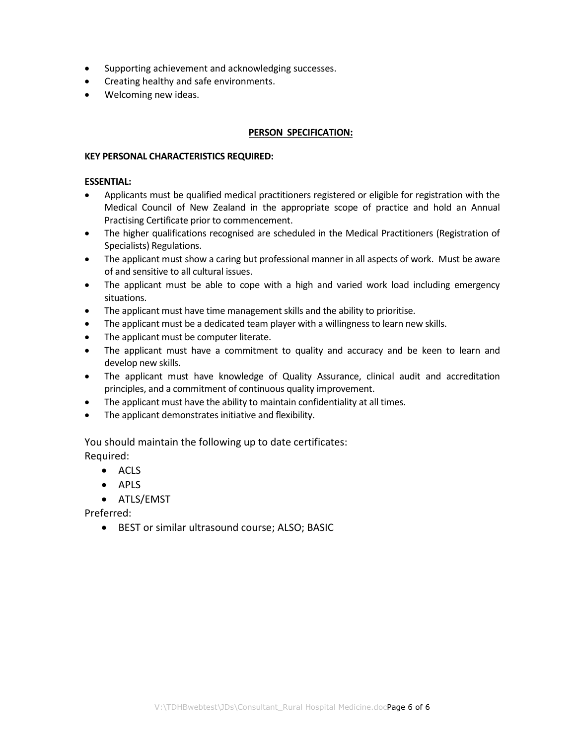- Supporting achievement and acknowledging successes.
- Creating healthy and safe environments.
- Welcoming new ideas.

## PERSON SPECIFICATION:

**KEY PERSONAL CHARACTERISTICS REQUIRED:**

**ESSENTIAL:**

- Applicants must be qualified medical practitioners registered or eligible for registration with the Medical Council of New Zealand in the appropriate scope of practice and hold an Annual Practising Certificate prior to commencement.
- The higher qualifications recognised are scheduled in the Medical Practitioners (Registration of Specialists) Regulations.
- The applicant must show a caring but professional manner in all aspects of work. Must be aware of and sensitive to all cultural issues.
- The applicant must be able to cope with a high and varied work load including emergency situations.
- The applicant must have time management skills and the ability to prioritise.
- The applicant must be a dedicated team player with a willingness to learn new skills.
- The applicant must be computer literate.
- The applicant must have a commitment to quality and accuracy and be keen to learn and develop new skills.
- The applicant must have knowledge of Quality Assurance, clinical audit and accreditation principles, and a commitment of continuous quality improvement.
- The applicant must have the ability to maintain confidentiality at all times.
- The applicant demonstrates initiative and flexibility.

You should maintain the following up to date certificates:

Required:

- ACLS
- APLS
- ATLS/EMST

Preferred:

- BEST or similar ultrasound course; ALSO; BASIC